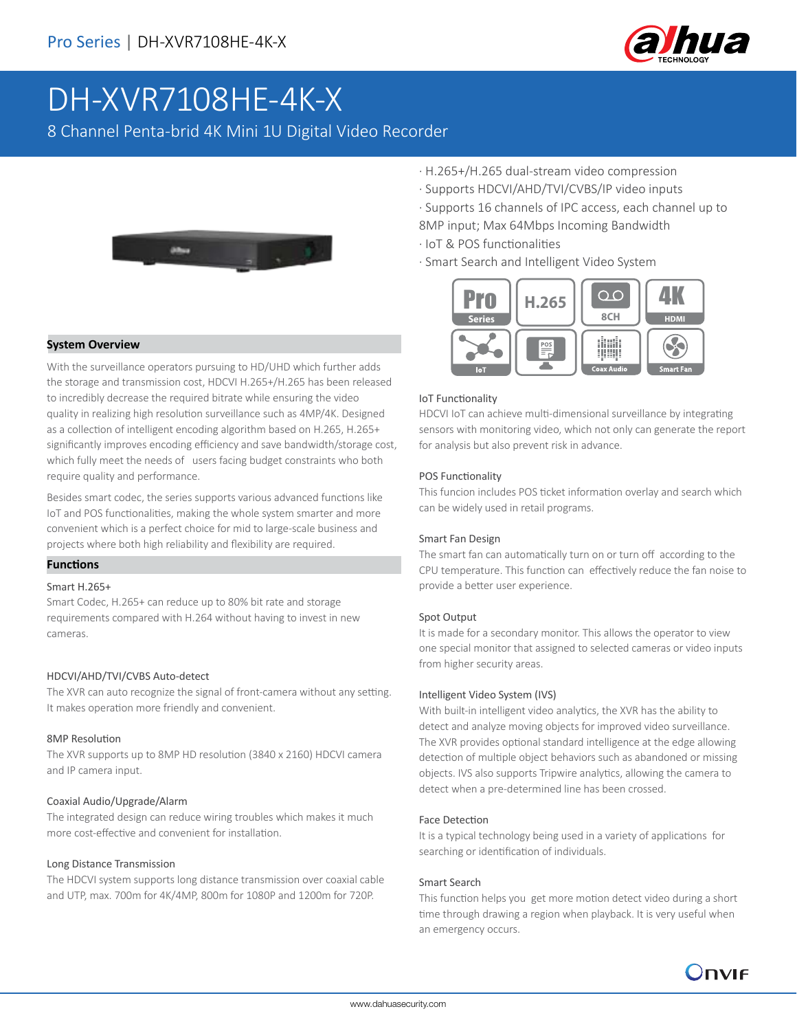# DH-XVR7108HE-4K-X

8 Channel Penta-brid 4K Mini 1U Digital Video Recorder

· H.265+/H.265 dual-stream video compression
· Supports HDCVI/AHD/TVI/CVBS/IP video inputs
· Supports 16 channels of IPC access, each channel up to 8MP input; Max 64Mbps Incoming Bandwidth
· IoT & POS functionalities
· Smart Search and Intelligent Video System

## System Overview

With the surveillance operators pursuing to HD/UHD which further adds the storage and transmission cost, HDCVI H.265+/H.265 has been released to incredibly decrease the required bitrate while ensuring the video quality in realizing high resolution surveillance such as 4MP/4K. Designed as a collection of intelligent encoding algorithm based on H.265, H.265+ significantly improves encoding efficiency and save bandwidth/storage cost, which fully meet the needs of users facing budget constraints who both require quality and performance.

Besides smart codec, the series supports various advanced functions like IoT and POS functionalities, making the whole system smarter and more convenient which is a perfect choice for mid to large-scale business and projects where both high reliability and flexibility are required.

## Functions

### Smart H.265+

Smart Codec, H.265+ can reduce up to 80% bit rate and storage requirements compared with H.264 without having to invest in new cameras.

### HDCVI/AHD/TVI/CVBS Auto-detect

The XVR can auto recognize the signal of front-camera without any setting. It makes operation more friendly and convenient.

### 8MP Resolution

The XVR supports up to 8MP HD resolution (3840 x 2160) HDCVI camera and IP camera input.

### Coaxial Audio/Upgrade/Alarm

The integrated design can reduce wiring troubles which makes it much more cost-effective and convenient for installation.

### Long Distance Transmission

The HDCVI system supports long distance transmission over coaxial cable and UTP, max. 700m for 4K/4MP, 800m for 1080P and 1200m for 720P.

### IoT Functionality

HDCVI IoT can achieve multi-dimensional surveillance by integrating sensors with monitoring video, which not only can generate the report for analysis but also prevent risk in advance.

### POS Functionality

This funcion includes POS ticket information overlay and search which can be widely used in retail programs.

### Smart Fan Design

The smart fan can automatically turn on or turn off according to the CPU temperature. This function can effectively reduce the fan noise to provide a better user experience.

### Spot Output

It is made for a secondary monitor. This allows the operator to view one special monitor that assigned to selected cameras or video inputs from higher security areas.

### Intelligent Video System (IVS)

With built-in intelligent video analytics, the XVR has the ability to detect and analyze moving objects for improved video surveillance. The XVR provides optional standard intelligence at the edge allowing detection of multiple object behaviors such as abandoned or missing objects. IVS also supports Tripwire analytics, allowing the camera to detect when a pre-determined line has been crossed.

### Face Detection

It is a typical technology being used in a variety of applications for searching or identification of individuals.

### Smart Search

This function helps you get more motion detect video during a short time through drawing a region when playback. It is very useful when an emergency occurs.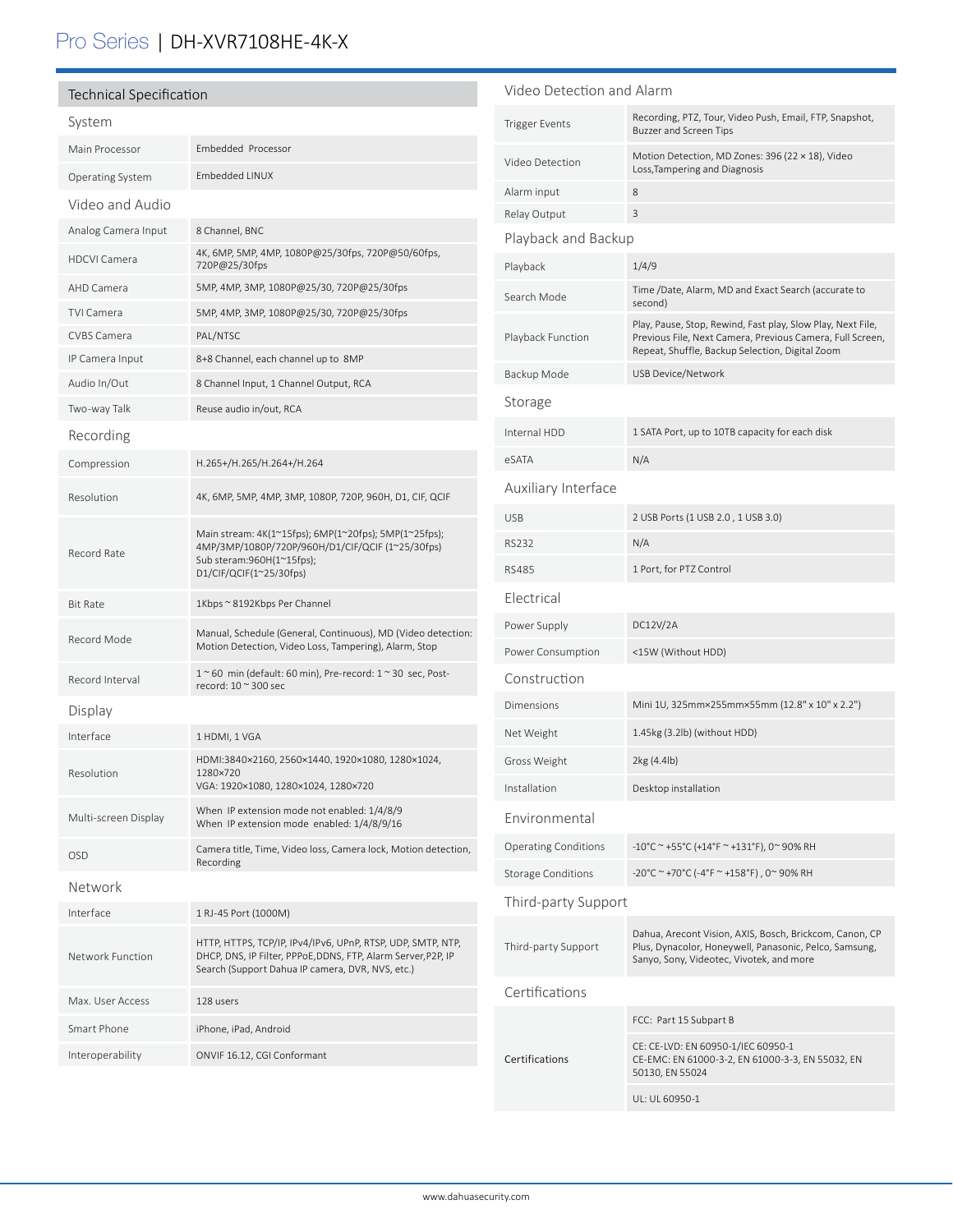# Pro Series | DH-XVR7108HE-4K-X

## Technical Specification

### System

| | |
|---|---|
| Main Processor | Embedded Processor |
| Operating System | Embedded LINUX |

### Video and Audio

| | |
|---|---|
| Analog Camera Input | 8 Channel, BNC |
| HDCVI Camera | 4K, 6MP, 5MP, 4MP, 1080P@25/30fps, 720P@50/60fps, 720P@25/30fps |
| AHD Camera | 5MP, 4MP, 3MP, 1080P@25/30, 720P@25/30fps |
| TVI Camera | 5MP, 4MP, 3MP, 1080P@25/30, 720P@25/30fps |
| CVBS Camera | PAL/NTSC |
| IP Camera Input | 8+8 Channel, each channel up to 8MP |
| Audio In/Out | 8 Channel Input, 1 Channel Output, RCA |
| Two-way Talk | Reuse audio in/out, RCA |

### Recording

| | |
|---|---|
| Compression | H.265+/H.265/H.264+/H.264 |
| Resolution | 4K, 6MP, 5MP, 4MP, 3MP, 1080P, 720P, 960H, D1, CIF, QCIF |
| Record Rate | Main stream: 4K(1~15fps); 6MP(1~20fps); 5MP(1~25fps); 4MP/3MP/1080P/720P/960H/D1/CIF/QCIF (1~25/30fps) Sub steram:960H(1~15fps); D1/CIF/QCIF(1~25/30fps) |
| Bit Rate | 1Kbps ~ 8192Kbps Per Channel |
| Record Mode | Manual, Schedule (General, Continuous), MD (Video detection: Motion Detection, Video Loss, Tampering), Alarm, Stop |
| Record Interval | 1 ~ 60 min (default: 60 min), Pre-record: 1 ~ 30 sec, Post-record: 10 ~ 300 sec |

### Display

| | |
|---|---|
| Interface | 1 HDMI, 1 VGA |
| Resolution | HDMI:3840×2160, 2560×1440, 1920×1080, 1280×1024, 1280×720<br>VGA: 1920×1080, 1280×1024, 1280×720 |
| Multi-screen Display | When IP extension mode not enabled: 1/4/8/9<br>When IP extension mode enabled: 1/4/8/9/16 |
| OSD | Camera title, Time, Video loss, Camera lock, Motion detection, Recording |

### Network

| | |
|---|---|
| Interface | 1 RJ-45 Port (1000M) |
| Network Function | HTTP, HTTPS, TCP/IP, IPv4/IPv6, UPnP, RTSP, UDP, SMTP, NTP, DHCP, DNS, IP Filter, PPPoE,DDNS, FTP, Alarm Server,P2P, IP Search (Support Dahua IP camera, DVR, NVS, etc.) |
| Max. User Access | 128 users |
| Smart Phone | iPhone, iPad, Android |
| Interoperability | ONVIF 16.12, CGI Conformant |

### Video Detection and Alarm

| | |
|---|---|
| Trigger Events | Recording, PTZ, Tour, Video Push, Email, FTP, Snapshot, Buzzer and Screen Tips |
| Video Detection | Motion Detection, MD Zones: 396 (22 × 18), Video Loss,Tampering and Diagnosis |
| Alarm input | 8 |
| Relay Output | 3 |

### Playback and Backup

| | |
|---|---|
| Playback | 1/4/9 |
| Search Mode | Time /Date, Alarm, MD and Exact Search (accurate to second) |
| Playback Function | Play, Pause, Stop, Rewind, Fast play, Slow Play, Next File, Previous File, Next Camera, Previous Camera, Full Screen, Repeat, Shuffle, Backup Selection, Digital Zoom |
| Backup Mode | USB Device/Network |

### Storage

| | |
|---|---|
| Internal HDD | 1 SATA Port, up to 10TB capacity for each disk |
| eSATA | N/A |

### Auxiliary Interface

| | |
|---|---|
| USB | 2 USB Ports (1 USB 2.0 , 1 USB 3.0) |
| RS232 | N/A |
| RS485 | 1 Port, for PTZ Control |

### Electrical

| | |
|---|---|
| Power Supply | DC12V/2A |
| Power Consumption | <15W (Without HDD) |

### Construction

| | |
|---|---|
| Dimensions | Mini 1U, 325mm×255mm×55mm (12.8" x 10" x 2.2") |
| Net Weight | 1.45kg (3.2lb) (without HDD) |
| Gross Weight | 2kg (4.4lb) |
| Installation | Desktop installation |

### Environmental

| | |
|---|---|
| Operating Conditions | -10°C ~ +55°C (+14°F ~ +131°F), 0~ 90% RH |
| Storage Conditions | -20°C ~ +70°C (-4°F ~ +158°F) , 0~ 90% RH |

### Third-party Support

| | |
|---|---|
| Third-party Support | Dahua, Arecont Vision, AXIS, Bosch, Brickcom, Canon, CP Plus, Dynacolor, Honeywell, Panasonic, Pelco, Samsung, Sanyo, Sony, Videotec, Vivotek, and more |

### Certifications

| | |
|---|---|
| Certifications | FCC: Part 15 Subpart B |
| | CE: CE-LVD: EN 60950-1/IEC 60950-1<br>CE-EMC: EN 61000-3-2, EN 61000-3-3, EN 55032, EN 50130, EN 55024 |
| | UL: UL 60950-1 |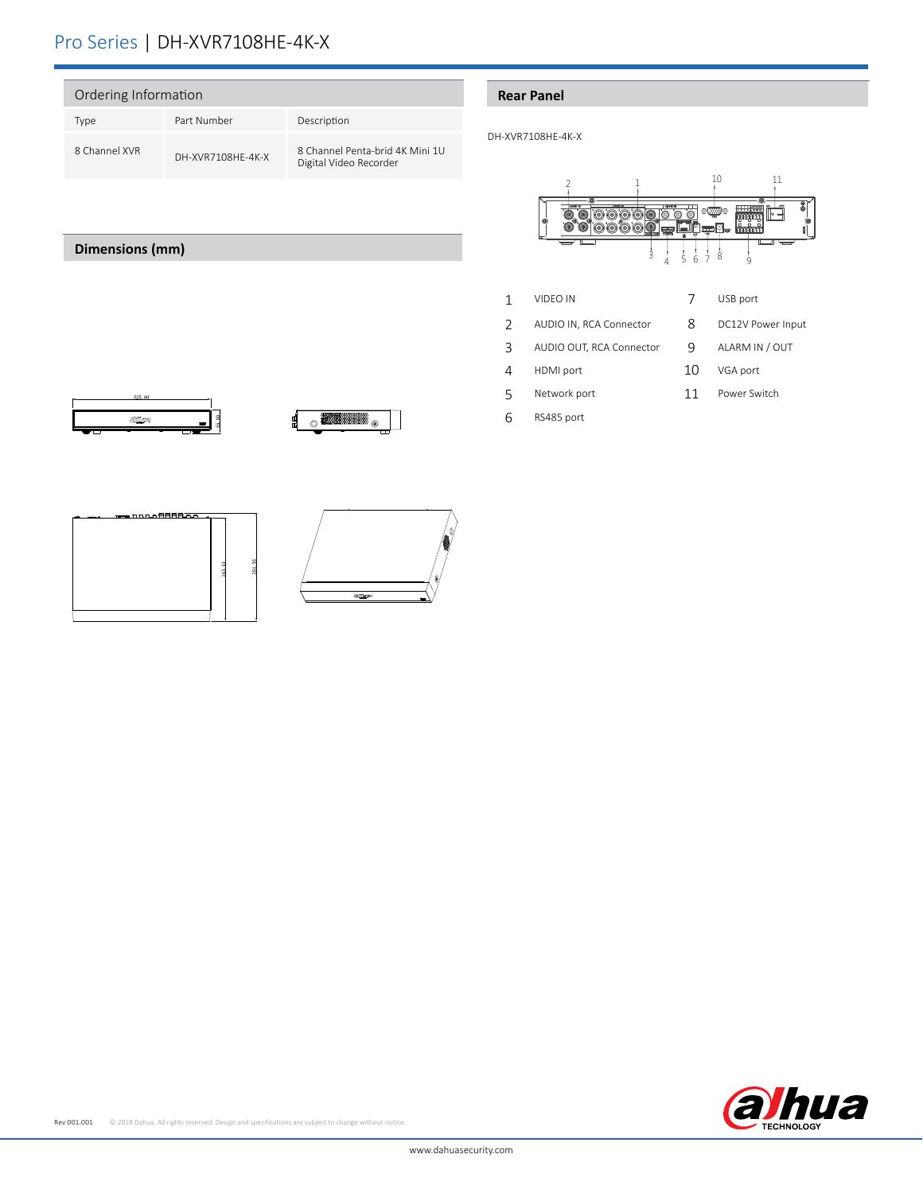## Ordering Information

| Type | Part Number | Description |
|---|---|---|
| 8 Channel XVR | DH-XVR7108HE-4K-X | 8 Channel Penta-brid 4K Mini 1U Digital Video Recorder |

## Dimensions (mm)

325.00

55.00

243.91

254.15

## Rear Panel

DH-XVR7108HE-4K-X

| | | | |
|---|---|---|---|
| 1 | VIDEO IN | 7 | USB port |
| 2 | AUDIO IN, RCA Connector | 8 | DC12V Power Input |
| 3 | AUDIO OUT, RCA Connector | 9 | ALARM IN / OUT |
| 4 | HDMI port | 10 | VGA port |
| 5 | Network port | 11 | Power Switch |
| 6 | RS485 port | | |

Rev 001.001 © 2018 Dahua. All rights reserved. Design and specifications are subject to change without notice.

www.dahuasecurity.com